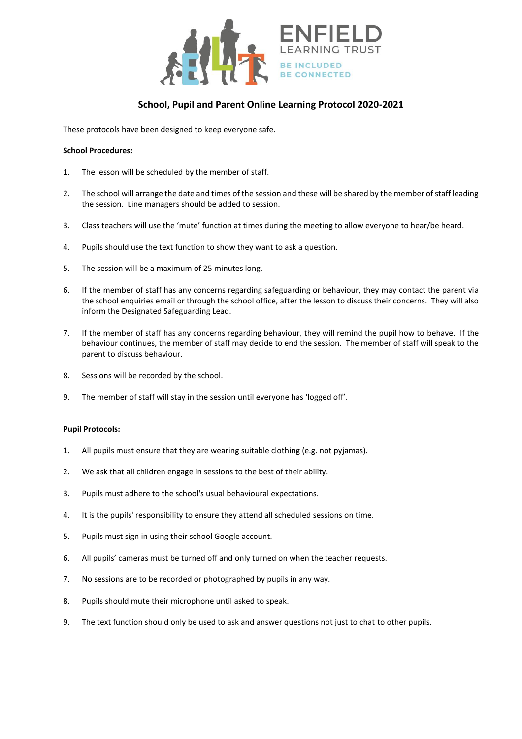ENFIELD LEARNING TRUST

BE INCLUDED
BE CONNECTED

# School, Pupil and Parent Online Learning Protocol 2020-2021

These protocols have been designed to keep everyone safe.

**School Procedures:**

1. The lesson will be scheduled by the member of staff.

2. The school will arrange the date and times of the session and these will be shared by the member of staff leading the session. Line managers should be added to session.

3. Class teachers will use the 'mute' function at times during the meeting to allow everyone to hear/be heard.

4. Pupils should use the text function to show they want to ask a question.

5. The session will be a maximum of 25 minutes long.

6. If the member of staff has any concerns regarding safeguarding or behaviour, they may contact the parent via the school enquiries email or through the school office, after the lesson to discuss their concerns. They will also inform the Designated Safeguarding Lead.

7. If the member of staff has any concerns regarding behaviour, they will remind the pupil how to behave. If the behaviour continues, the member of staff may decide to end the session. The member of staff will speak to the parent to discuss behaviour.

8. Sessions will be recorded by the school.

9. The member of staff will stay in the session until everyone has 'logged off'.

**Pupil Protocols:**

1. All pupils must ensure that they are wearing suitable clothing (e.g. not pyjamas).

2. We ask that all children engage in sessions to the best of their ability.

3. Pupils must adhere to the school's usual behavioural expectations.

4. It is the pupils' responsibility to ensure they attend all scheduled sessions on time.

5. Pupils must sign in using their school Google account.

6. All pupils' cameras must be turned off and only turned on when the teacher requests.

7. No sessions are to be recorded or photographed by pupils in any way.

8. Pupils should mute their microphone until asked to speak.

9. The text function should only be used to ask and answer questions not just to chat to other pupils.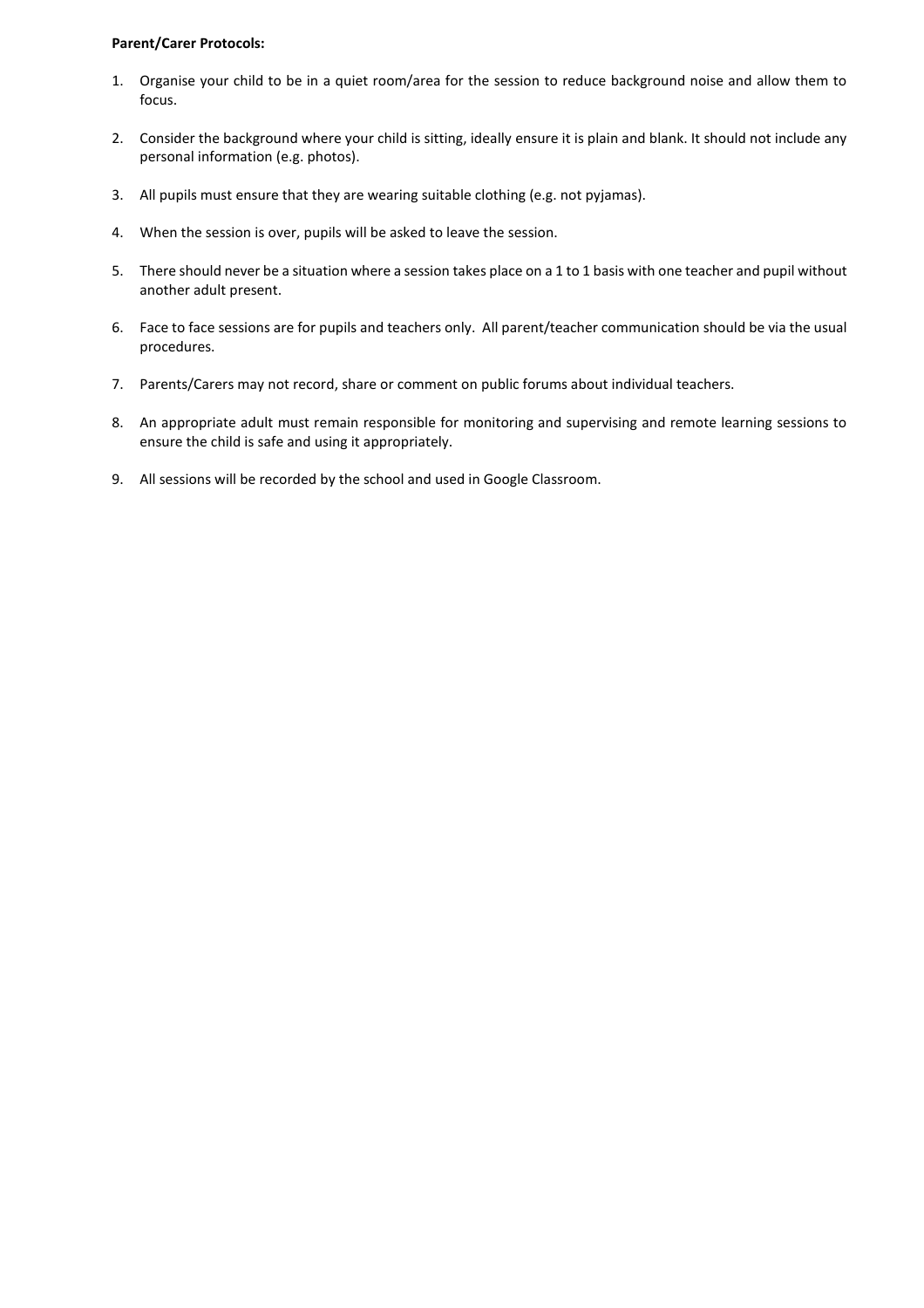**Parent/Carer Protocols:**

1. Organise your child to be in a quiet room/area for the session to reduce background noise and allow them to focus.

2. Consider the background where your child is sitting, ideally ensure it is plain and blank. It should not include any personal information (e.g. photos).

3. All pupils must ensure that they are wearing suitable clothing (e.g. not pyjamas).

4. When the session is over, pupils will be asked to leave the session.

5. There should never be a situation where a session takes place on a 1 to 1 basis with one teacher and pupil without another adult present.

6. Face to face sessions are for pupils and teachers only. All parent/teacher communication should be via the usual procedures.

7. Parents/Carers may not record, share or comment on public forums about individual teachers.

8. An appropriate adult must remain responsible for monitoring and supervising and remote learning sessions to ensure the child is safe and using it appropriately.

9. All sessions will be recorded by the school and used in Google Classroom.